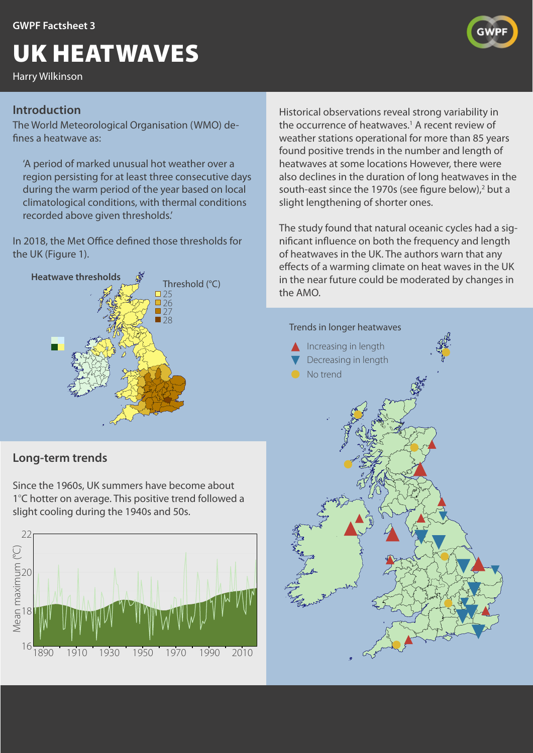GWPF Factsheet 3

# UK HEATWAVES

Harry Wilkinson

## Introduction

The World Meteorological Organisation (WMO) defines a heatwave as:

> 'A period of marked unusual hot weather over a region persisting for at least three consecutive days during the warm period of the year based on local climatological conditions, with thermal conditions recorded above given thresholds.'

In 2018, the Met Office defined those thresholds for the UK (Figure 1).

Heatwave thresholds

Threshold (°C)
- 25
- 26
- 27
- 28

Historical observations reveal strong variability in the occurrence of heatwaves.[1] A recent review of weather stations operational for more than 85 years found positive trends in the number and length of heatwaves at some locations However, there were also declines in the duration of long heatwaves in the south-east since the 1970s (see figure below),[2] but a slight lengthening of shorter ones.

The study found that natural oceanic cycles had a significant influence on both the frequency and length of heatwaves in the UK. The authors warn that any effects of a warming climate on heat waves in the UK in the near future could be moderated by changes in the AMO.

## Long-term trends

Since the 1960s, UK summers have become about 1°C hotter on average. This positive trend followed a slight cooling during the 1940s and 50s.

Trends in longer heatwaves
- Increasing in length
- Decreasing in length
- No trend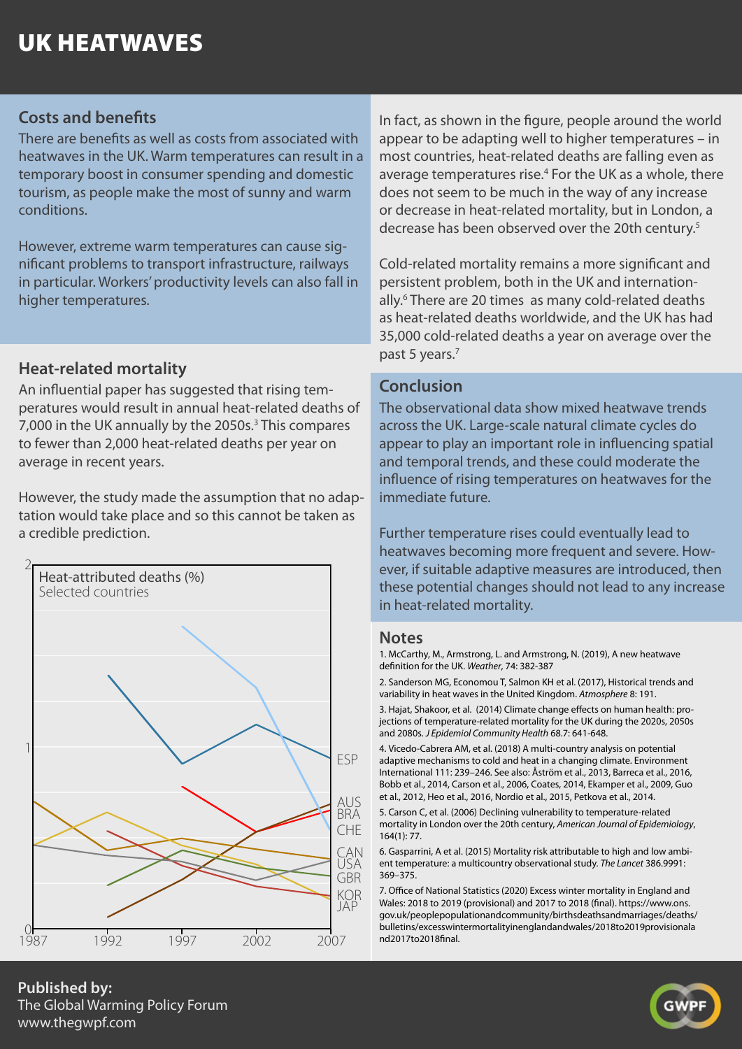# UK HEATWAVES

## Costs and benefits

There are benefits as well as costs from associated with heatwaves in the UK. Warm temperatures can result in a temporary boost in consumer spending and domestic tourism, as people make the most of sunny and warm conditions.

However, extreme warm temperatures can cause significant problems to transport infrastructure, railways in particular. Workers' productivity levels can also fall in higher temperatures.

## Heat-related mortality

An influential paper has suggested that rising temperatures would result in annual heat-related deaths of 7,000 in the UK annually by the 2050s.[3] This compares to fewer than 2,000 heat-related deaths per year on average in recent years.

However, the study made the assumption that no adaptation would take place and so this cannot be taken as a credible prediction.

Heat-attributed deaths (%)
Selected countries

2
1
0
1987
1992
1997
2002
2007
ESP
AUS
BRA
CHE
CAN
USA
GBR
KOR
JAP

In fact, as shown in the figure, people around the world appear to be adapting well to higher temperatures – in most countries, heat-related deaths are falling even as average temperatures rise.[4] For the UK as a whole, there does not seem to be much in the way of any increase or decrease in heat-related mortality, but in London, a decrease has been observed over the 20th century.[5]

Cold-related mortality remains a more significant and persistent problem, both in the UK and internationally.[6] There are 20 times as many cold-related deaths as heat-related deaths worldwide, and the UK has had 35,000 cold-related deaths a year on average over the past 5 years.[7]

## Conclusion

The observational data show mixed heatwave trends across the UK. Large-scale natural climate cycles do appear to play an important role in influencing spatial and temporal trends, and these could moderate the influence of rising temperatures on heatwaves for the immediate future.

Further temperature rises could eventually lead to heatwaves becoming more frequent and severe. However, if suitable adaptive measures are introduced, then these potential changes should not lead to any increase in heat-related mortality.

## Notes

1. McCarthy, M., Armstrong, L. and Armstrong, N. (2019), A new heatwave definition for the UK. *Weather*, 74: 382-387
2. Sanderson MG, Economou T, Salmon KH et al. (2017), Historical trends and variability in heat waves in the United Kingdom. *Atmosphere* 8: 191.
3. Hajat, Shakoor, et al. (2014) Climate change effects on human health: projections of temperature-related mortality for the UK during the 2020s, 2050s and 2080s. *J Epidemiol Community Health* 68.7: 641-648.
4. Vicedo-Cabrera AM, et al. (2018) A multi-country analysis on potential adaptive mechanisms to cold and heat in a changing climate. Environment International 111: 239–246. See also: Åström et al., 2013, Barreca et al., 2016, Bobb et al., 2014, Carson et al., 2006, Coates, 2014, Ekamper et al., 2009, Guo et al., 2012, Heo et al., 2016, Nordio et al., 2015, Petkova et al., 2014.
5. Carson C, et al. (2006) Declining vulnerability to temperature-related mortality in London over the 20th century, *American Journal of Epidemiology*, 164(1): 77.
6. Gasparrini, A et al. (2015) Mortality risk attributable to high and low ambient temperature: a multicountry observational study. *The Lancet* 386.9991: 369–375.
7. Office of National Statistics (2020) Excess winter mortality in England and Wales: 2018 to 2019 (provisional) and 2017 to 2018 (final). https://www.ons.gov.uk/peoplepopulationandcommunity/birthsdeathsandmarriages/deaths/bulletins/excesswintermortalityinenglandandwales/2018to2019provisionaland2017to2018final.

**Published by:**
The Global Warming Policy Forum
www.thegwpf.com